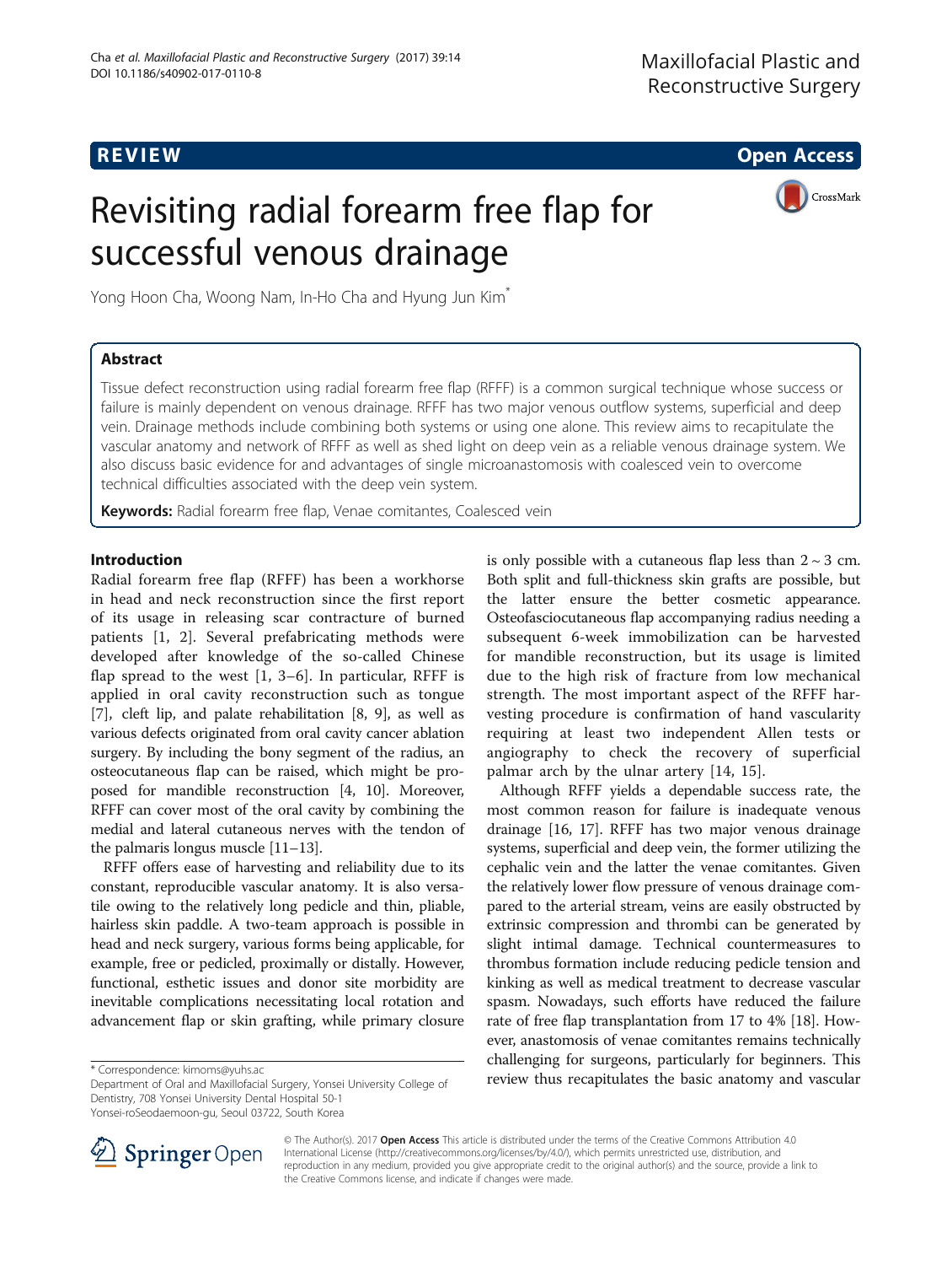REVIEW Open Access

# Revisiting radial forearm free flap for successful venous drainage

Yong Hoon Cha, Woong Nam, In-Ho Cha and Hyung Jun Kim*

## Abstract

Tissue defect reconstruction using radial forearm free flap (RFFF) is a common surgical technique whose success or failure is mainly dependent on venous drainage. RFFF has two major venous outflow systems, superficial and deep vein. Drainage methods include combining both systems or using one alone. This review aims to recapitulate the vascular anatomy and network of RFFF as well as shed light on deep vein as a reliable venous drainage system. We also discuss basic evidence for and advantages of single microanastomosis with coalesced vein to overcome technical difficulties associated with the deep vein system.

**Keywords:** Radial forearm free flap, Venae comitantes, Coalesced vein

## Introduction

Radial forearm free flap (RFFF) has been a workhorse in head and neck reconstruction since the first report of its usage in releasing scar contracture of burned patients [1, 2]. Several prefabricating methods were developed after knowledge of the so-called Chinese flap spread to the west [1, 3–6]. In particular, RFFF is applied in oral cavity reconstruction such as tongue [7], cleft lip, and palate rehabilitation [8, 9], as well as various defects originated from oral cavity cancer ablation surgery. By including the bony segment of the radius, an osteocutaneous flap can be raised, which might be proposed for mandible reconstruction [4, 10]. Moreover, RFFF can cover most of the oral cavity by combining the medial and lateral cutaneous nerves with the tendon of the palmaris longus muscle [11–13].

RFFF offers ease of harvesting and reliability due to its constant, reproducible vascular anatomy. It is also versatile owing to the relatively long pedicle and thin, pliable, hairless skin paddle. A two-team approach is possible in head and neck surgery, various forms being applicable, for example, free or pedicled, proximally or distally. However, functional, esthetic issues and donor site morbidity are inevitable complications necessitating local rotation and advancement flap or skin grafting, while primary closure is only possible with a cutaneous flap less than 2 ~ 3 cm. Both split and full-thickness skin grafts are possible, but the latter ensure the better cosmetic appearance. Osteofasciocutaneous flap accompanying radius needing a subsequent 6-week immobilization can be harvested for mandible reconstruction, but its usage is limited due to the high risk of fracture from low mechanical strength. The most important aspect of the RFFF harvesting procedure is confirmation of hand vascularity requiring at least two independent Allen tests or angiography to check the recovery of superficial palmar arch by the ulnar artery [14, 15].

Although RFFF yields a dependable success rate, the most common reason for failure is inadequate venous drainage [16, 17]. RFFF has two major venous drainage systems, superficial and deep vein, the former utilizing the cephalic vein and the latter the venae comitantes. Given the relatively lower flow pressure of venous drainage compared to the arterial stream, veins are easily obstructed by extrinsic compression and thrombi can be generated by slight intimal damage. Technical countermeasures to thrombus formation include reducing pedicle tension and kinking as well as medical treatment to decrease vascular spasm. Nowadays, such efforts have reduced the failure rate of free flap transplantation from 17 to 4% [18]. However, anastomosis of venae comitantes remains technically challenging for surgeons, particularly for beginners. This review thus recapitulates the basic anatomy and vascular

\* Correspondence: kimoms@yuhs.ac
Department of Oral and Maxillofacial Surgery, Yonsei University College of Dentistry, 708 Yonsei University Dental Hospital 50-1 Yonsei-roSeodaemoon-gu, Seoul 03722, South Korea

© The Author(s). 2017 **Open Access** This article is distributed under the terms of the Creative Commons Attribution 4.0 International License (http://creativecommons.org/licenses/by/4.0/), which permits unrestricted use, distribution, and reproduction in any medium, provided you give appropriate credit to the original author(s) and the source, provide a link to the Creative Commons license, and indicate if changes were made.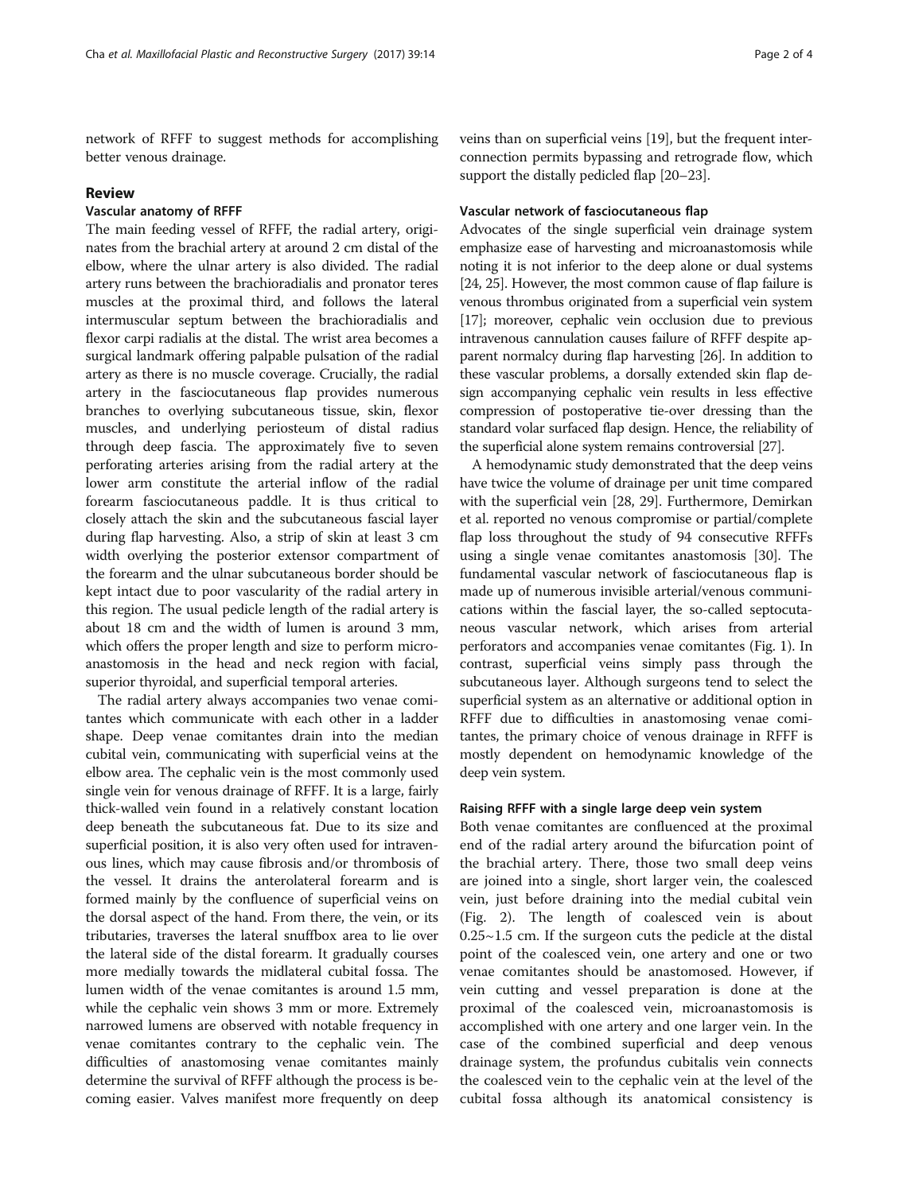network of RFFF to suggest methods for accomplishing better venous drainage.

## Review

### Vascular anatomy of RFFF

The main feeding vessel of RFFF, the radial artery, originates from the brachial artery at around 2 cm distal of the elbow, where the ulnar artery is also divided. The radial artery runs between the brachioradialis and pronator teres muscles at the proximal third, and follows the lateral intermuscular septum between the brachioradialis and flexor carpi radialis at the distal. The wrist area becomes a surgical landmark offering palpable pulsation of the radial artery as there is no muscle coverage. Crucially, the radial artery in the fasciocutaneous flap provides numerous branches to overlying subcutaneous tissue, skin, flexor muscles, and underlying periosteum of distal radius through deep fascia. The approximately five to seven perforating arteries arising from the radial artery at the lower arm constitute the arterial inflow of the radial forearm fasciocutaneous paddle. It is thus critical to closely attach the skin and the subcutaneous fascial layer during flap harvesting. Also, a strip of skin at least 3 cm width overlying the posterior extensor compartment of the forearm and the ulnar subcutaneous border should be kept intact due to poor vascularity of the radial artery in this region. The usual pedicle length of the radial artery is about 18 cm and the width of lumen is around 3 mm, which offers the proper length and size to perform microanastomosis in the head and neck region with facial, superior thyroidal, and superficial temporal arteries.

The radial artery always accompanies two venae comitantes which communicate with each other in a ladder shape. Deep venae comitantes drain into the median cubital vein, communicating with superficial veins at the elbow area. The cephalic vein is the most commonly used single vein for venous drainage of RFFF. It is a large, fairly thick-walled vein found in a relatively constant location deep beneath the subcutaneous fat. Due to its size and superficial position, it is also very often used for intravenous lines, which may cause fibrosis and/or thrombosis of the vessel. It drains the anterolateral forearm and is formed mainly by the confluence of superficial veins on the dorsal aspect of the hand. From there, the vein, or its tributaries, traverses the lateral snuffbox area to lie over the lateral side of the distal forearm. It gradually courses more medially towards the midlateral cubital fossa. The lumen width of the venae comitantes is around 1.5 mm, while the cephalic vein shows 3 mm or more. Extremely narrowed lumens are observed with notable frequency in venae comitantes contrary to the cephalic vein. The difficulties of anastomosing venae comitantes mainly determine the survival of RFFF although the process is becoming easier. Valves manifest more frequently on deep veins than on superficial veins [19], but the frequent interconnection permits bypassing and retrograde flow, which support the distally pedicled flap [20–23].

### Vascular network of fasciocutaneous flap

Advocates of the single superficial vein drainage system emphasize ease of harvesting and microanastomosis while noting it is not inferior to the deep alone or dual systems [24, 25]. However, the most common cause of flap failure is venous thrombus originated from a superficial vein system [17]; moreover, cephalic vein occlusion due to previous intravenous cannulation causes failure of RFFF despite apparent normalcy during flap harvesting [26]. In addition to these vascular problems, a dorsally extended skin flap design accompanying cephalic vein results in less effective compression of postoperative tie-over dressing than the standard volar surfaced flap design. Hence, the reliability of the superficial alone system remains controversial [27].

A hemodynamic study demonstrated that the deep veins have twice the volume of drainage per unit time compared with the superficial vein [28, 29]. Furthermore, Demirkan et al. reported no venous compromise or partial/complete flap loss throughout the study of 94 consecutive RFFFs using a single venae comitantes anastomosis [30]. The fundamental vascular network of fasciocutaneous flap is made up of numerous invisible arterial/venous communications within the fascial layer, the so-called septocutaneous vascular network, which arises from arterial perforators and accompanies venae comitantes (Fig. 1). In contrast, superficial veins simply pass through the subcutaneous layer. Although surgeons tend to select the superficial system as an alternative or additional option in RFFF due to difficulties in anastomosing venae comitantes, the primary choice of venous drainage in RFFF is mostly dependent on hemodynamic knowledge of the deep vein system.

### Raising RFFF with a single large deep vein system

Both venae comitantes are confluenced at the proximal end of the radial artery around the bifurcation point of the brachial artery. There, those two small deep veins are joined into a single, short larger vein, the coalesced vein, just before draining into the medial cubital vein (Fig. 2). The length of coalesced vein is about 0.25~1.5 cm. If the surgeon cuts the pedicle at the distal point of the coalesced vein, one artery and one or two venae comitantes should be anastomosed. However, if vein cutting and vessel preparation is done at the proximal of the coalesced vein, microanastomosis is accomplished with one artery and one larger vein. In the case of the combined superficial and deep venous drainage system, the profundus cubitalis vein connects the coalesced vein to the cephalic vein at the level of the cubital fossa although its anatomical consistency is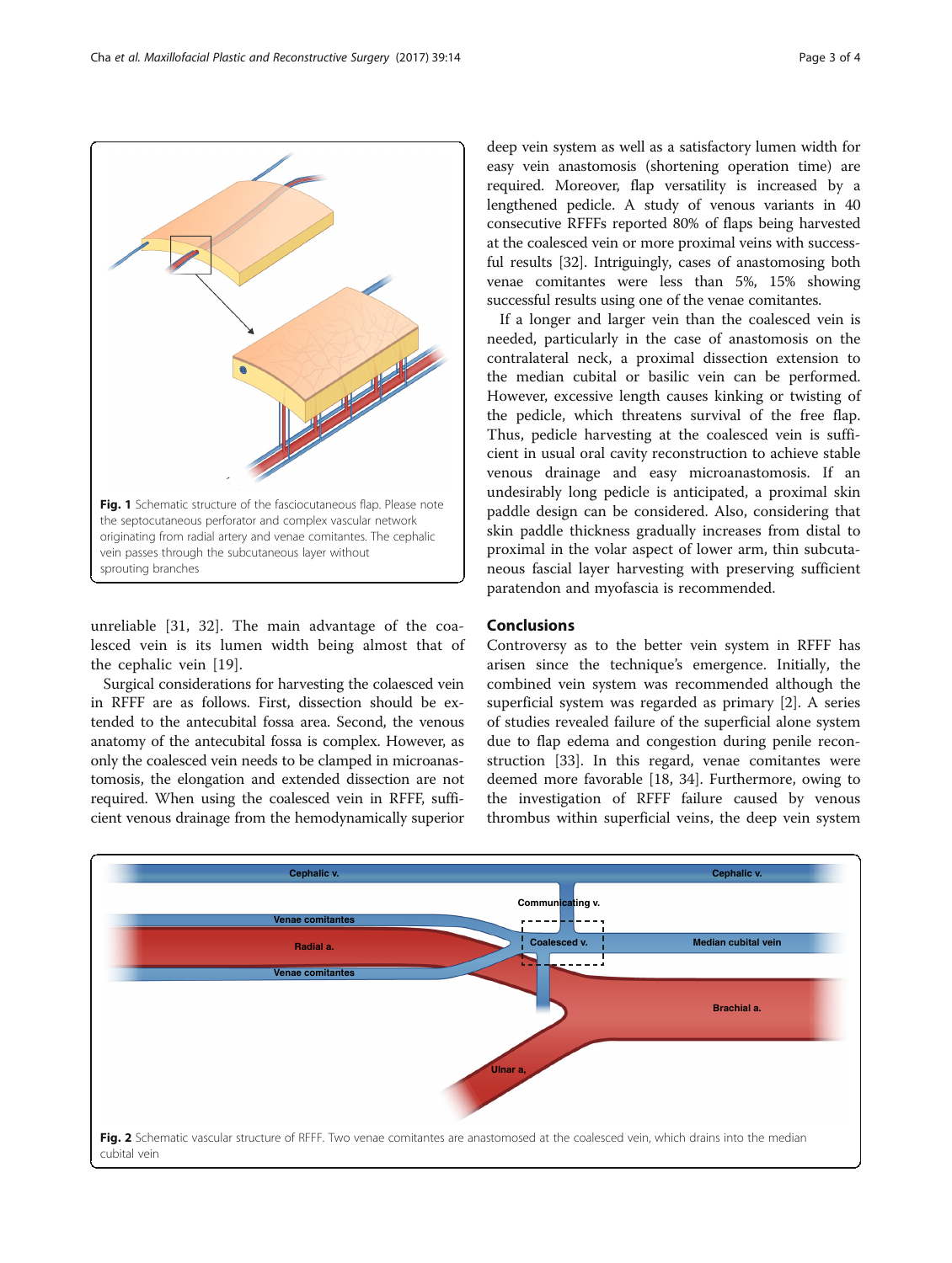Fig. 1 Schematic structure of the fasciocutaneous flap. Please note the septocutaneous perforator and complex vascular network originating from radial artery and venae comitantes. The cephalic vein passes through the subcutaneous layer without sprouting branches

unreliable [31, 32]. The main advantage of the coalesced vein is its lumen width being almost that of the cephalic vein [19].

Surgical considerations for harvesting the colaesced vein in RFFF are as follows. First, dissection should be extended to the antecubital fossa area. Second, the venous anatomy of the antecubital fossa is complex. However, as only the coalesced vein needs to be clamped in microanastomosis, the elongation and extended dissection are not required. When using the coalesced vein in RFFF, sufficient venous drainage from the hemodynamically superior deep vein system as well as a satisfactory lumen width for easy vein anastomosis (shortening operation time) are required. Moreover, flap versatility is increased by a lengthened pedicle. A study of venous variants in 40 consecutive RFFFs reported 80% of flaps being harvested at the coalesced vein or more proximal veins with successful results [32]. Intriguingly, cases of anastomosing both venae comitantes were less than 5%, 15% showing successful results using one of the venae comitantes.

If a longer and larger vein than the coalesced vein is needed, particularly in the case of anastomosis on the contralateral neck, a proximal dissection extension to the median cubital or basilic vein can be performed. However, excessive length causes kinking or twisting of the pedicle, which threatens survival of the free flap. Thus, pedicle harvesting at the coalesced vein is sufficient in usual oral cavity reconstruction to achieve stable venous drainage and easy microanastomosis. If an undesirably long pedicle is anticipated, a proximal skin paddle design can be considered. Also, considering that skin paddle thickness gradually increases from distal to proximal in the volar aspect of lower arm, thin subcutaneous fascial layer harvesting with preserving sufficient paratendon and myofascia is recommended.

## Conclusions

Controversy as to the better vein system in RFFF has arisen since the technique's emergence. Initially, the combined vein system was recommended although the superficial system was regarded as primary [2]. A series of studies revealed failure of the superficial alone system due to flap edema and congestion during penile reconstruction [33]. In this regard, venae comitantes were deemed more favorable [18, 34]. Furthermore, owing to the investigation of RFFF failure caused by venous thrombus within superficial veins, the deep vein system

Fig. 2 Schematic vascular structure of RFFF. Two venae comitantes are anastomosed at the coalesced vein, which drains into the median cubital vein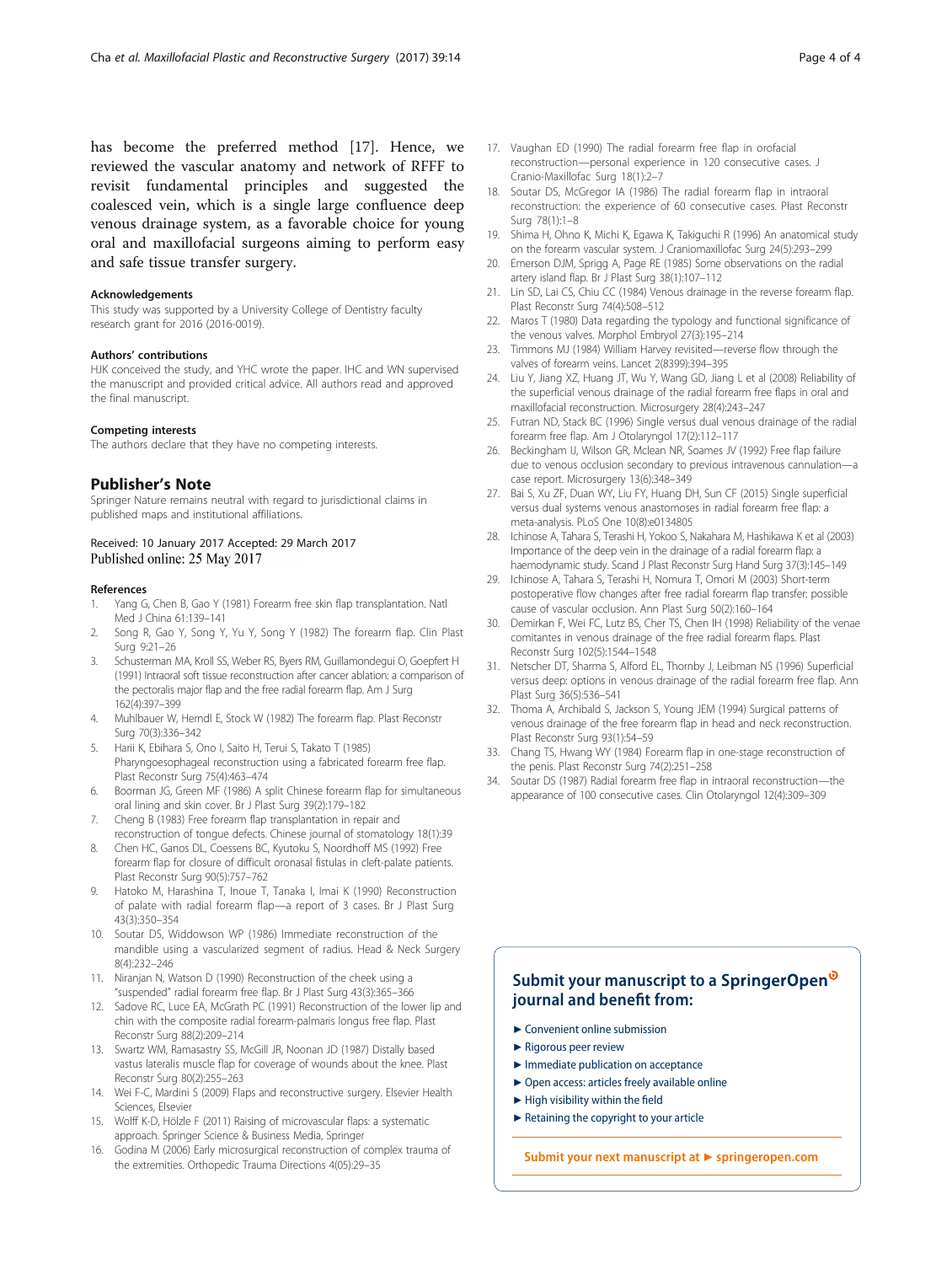has become the preferred method [17]. Hence, we reviewed the vascular anatomy and network of RFFF to revisit fundamental principles and suggested the coalesced vein, which is a single large confluence deep venous drainage system, as a favorable choice for young oral and maxillofacial surgeons aiming to perform easy and safe tissue transfer surgery.

#### Acknowledgements

This study was supported by a University College of Dentistry faculty research grant for 2016 (2016-0019).

#### Authors' contributions

HJK conceived the study, and YHC wrote the paper. IHC and WN supervised the manuscript and provided critical advice. All authors read and approved the final manuscript.

#### Competing interests

The authors declare that they have no competing interests.

### Publisher's Note

Springer Nature remains neutral with regard to jurisdictional claims in published maps and institutional affiliations.

Received: 10 January 2017 Accepted: 29 March 2017
Published online: 25 May 2017

#### References

1. Yang G, Chen B, Gao Y (1981) Forearm free skin flap transplantation. Natl Med J China 61:139–141
2. Song R, Gao Y, Song Y, Yu Y, Song Y (1982) The forearm flap. Clin Plast Surg 9:21–26
3. Schusterman MA, Kroll SS, Weber RS, Byers RM, Guillamondegui O, Goepfert H (1991) Intraoral soft tissue reconstruction after cancer ablation: a comparison of the pectoralis major flap and the free radial forearm flap. Am J Surg 162(4):397–399
4. Muhlbauer W, Herndl E, Stock W (1982) The forearm flap. Plast Reconstr Surg 70(3):336–342
5. Harii K, Ebihara S, Ono I, Saito H, Terui S, Takato T (1985) Pharyngoesophageal reconstruction using a fabricated forearm free flap. Plast Reconstr Surg 75(4):463–474
6. Boorman JG, Green MF (1986) A split Chinese forearm flap for simultaneous oral lining and skin cover. Br J Plast Surg 39(2):179–182
7. Cheng B (1983) Free forearm flap transplantation in repair and reconstruction of tongue defects. Chinese journal of stomatology 18(1):39
8. Chen HC, Ganos DL, Coessens BC, Kyutoku S, Noordhoff MS (1992) Free forearm flap for closure of difficult oronasal fistulas in cleft-palate patients. Plast Reconstr Surg 90(5):757–762
9. Hatoko M, Harashina T, Inoue T, Tanaka I, Imai K (1990) Reconstruction of palate with radial forearm flap—a report of 3 cases. Br J Plast Surg 43(3):350–354
10. Soutar DS, Widdowson WP (1986) Immediate reconstruction of the mandible using a vascularized segment of radius. Head & Neck Surgery 8(4):232–246
11. Niranjan N, Watson D (1990) Reconstruction of the cheek using a "suspended" radial forearm free flap. Br J Plast Surg 43(3):365–366
12. Sadove RC, Luce EA, McGrath PC (1991) Reconstruction of the lower lip and chin with the composite radial forearm-palmaris longus free flap. Plast Reconstr Surg 88(2):209–214
13. Swartz WM, Ramasastry SS, McGill JR, Noonan JD (1987) Distally based vastus lateralis muscle flap for coverage of wounds about the knee. Plast Reconstr Surg 80(2):255–263
14. Wei F-C, Mardini S (2009) Flaps and reconstructive surgery. Elsevier Health Sciences, Elsevier
15. Wolff K-D, Hölzle F (2011) Raising of microvascular flaps: a systematic approach. Springer Science & Business Media, Springer
16. Godina M (2006) Early microsurgical reconstruction of complex trauma of the extremities. Orthopedic Trauma Directions 4(05):29–35
17. Vaughan ED (1990) The radial forearm free flap in orofacial reconstruction—personal experience in 120 consecutive cases. J Cranio-Maxillofac Surg 18(1):2–7
18. Soutar DS, McGregor IA (1986) The radial forearm flap in intraoral reconstruction: the experience of 60 consecutive cases. Plast Reconstr Surg 78(1):1–8
19. Shima H, Ohno K, Michi K, Egawa K, Takiguchi R (1996) An anatomical study on the forearm vascular system. J Craniomaxillofac Surg 24(5):293–299
20. Emerson DJM, Sprigg A, Page RE (1985) Some observations on the radial artery island flap. Br J Plast Surg 38(1):107–112
21. Lin SD, Lai CS, Chiu CC (1984) Venous drainage in the reverse forearm flap. Plast Reconstr Surg 74(4):508–512
22. Maros T (1980) Data regarding the typology and functional significance of the venous valves. Morphol Embryol 27(3):195–214
23. Timmons MJ (1984) William Harvey revisited—reverse flow through the valves of forearm veins. Lancet 2(8399):394–395
24. Liu Y, Jiang XZ, Huang JT, Wu Y, Wang GD, Jiang L et al (2008) Reliability of the superficial venous drainage of the radial forearm free flaps in oral and maxillofacial reconstruction. Microsurgery 28(4):243–247
25. Futran ND, Stack BC (1996) Single versus dual venous drainage of the radial forearm free flap. Am J Otolaryngol 17(2):112–117
26. Beckingham IJ, Wilson GR, Mclean NR, Soames JV (1992) Free flap failure due to venous occlusion secondary to previous intravenous cannulation—a case report. Microsurgery 13(6):348–349
27. Bai S, Xu ZF, Duan WY, Liu FY, Huang DH, Sun CF (2015) Single superficial versus dual systems venous anastomoses in radial forearm free flap: a meta-analysis. PLoS One 10(8):e0134805
28. Ichinose A, Tahara S, Terashi H, Yokoo S, Nakahara M, Hashikawa K et al (2003) Importance of the deep vein in the drainage of a radial forearm flap: a haemodynamic study. Scand J Plast Reconstr Surg Hand Surg 37(3):145–149
29. Ichinose A, Tahara S, Terashi H, Nomura T, Omori M (2003) Short-term postoperative flow changes after free radial forearm flap transfer: possible cause of vascular occlusion. Ann Plast Surg 50(2):160–164
30. Demirkan F, Wei FC, Lutz BS, Cher TS, Chen IH (1998) Reliability of the venae comitantes in venous drainage of the free radial forearm flaps. Plast Reconstr Surg 102(5):1544–1548
31. Netscher DT, Sharma S, Alford EL, Thornby J, Leibman NS (1996) Superficial versus deep: options in venous drainage of the radial forearm free flap. Ann Plast Surg 36(5):536–541
32. Thoma A, Archibald S, Jackson S, Young JEM (1994) Surgical patterns of venous drainage of the free forearm flap in head and neck reconstruction. Plast Reconstr Surg 93(1):54–59
33. Chang TS, Hwang WY (1984) Forearm flap in one-stage reconstruction of the penis. Plast Reconstr Surg 74(2):251–258
34. Soutar DS (1987) Radial forearm free flap in intraoral reconstruction—the appearance of 100 consecutive cases. Clin Otolaryngol 12(4):309–309

**Submit your manuscript to a SpringerOpen journal and benefit from:**

- ► Convenient online submission
- ► Rigorous peer review
- ► Immediate publication on acceptance
- ► Open access: articles freely available online
- ► High visibility within the field
- ► Retaining the copyright to your article

**Submit your next manuscript at ► springeropen.com**